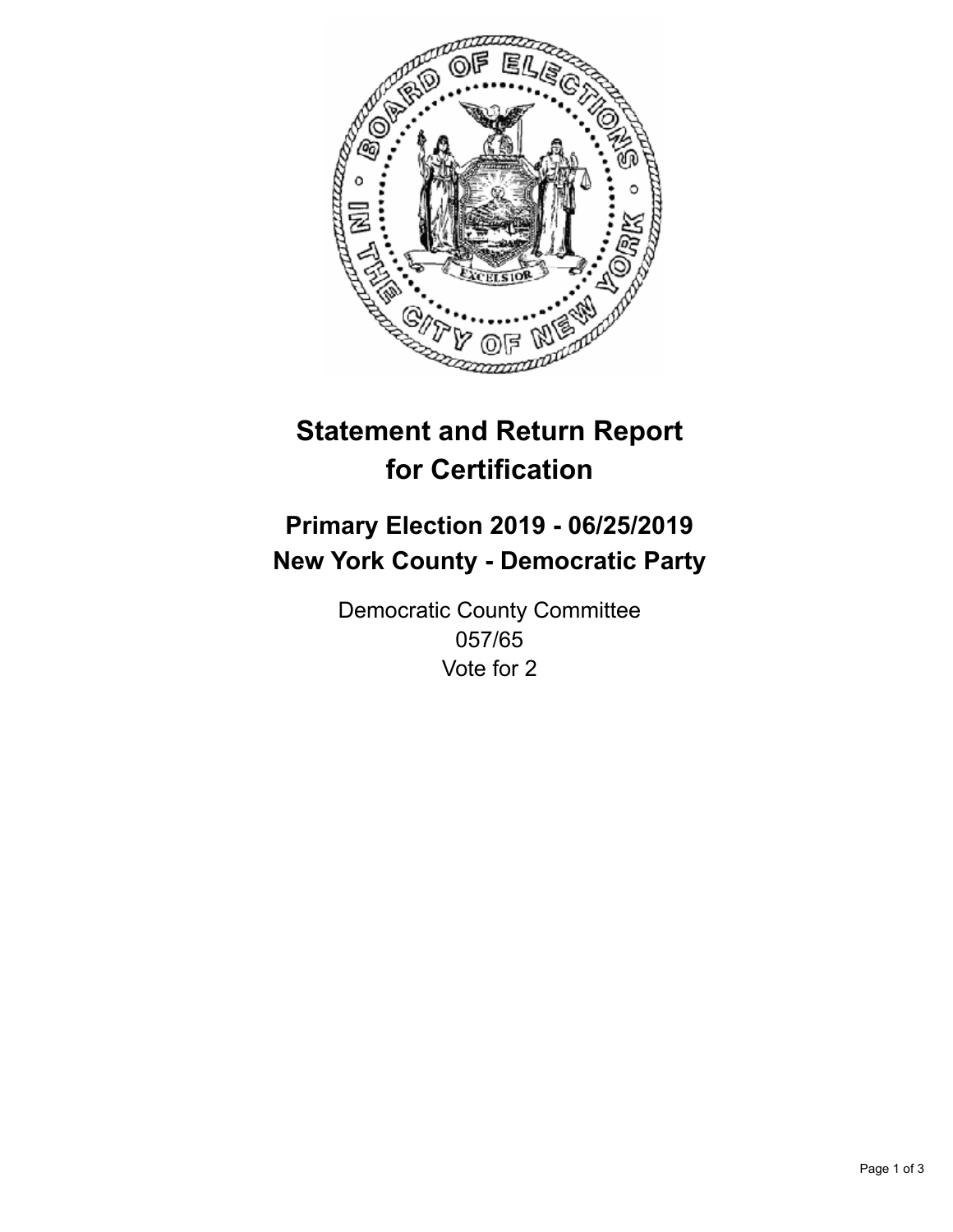# Statement and Return Report for Certification

## Primary Election 2019 - 06/25/2019
## New York County - Democratic Party

Democratic County Committee
057/65
Vote for 2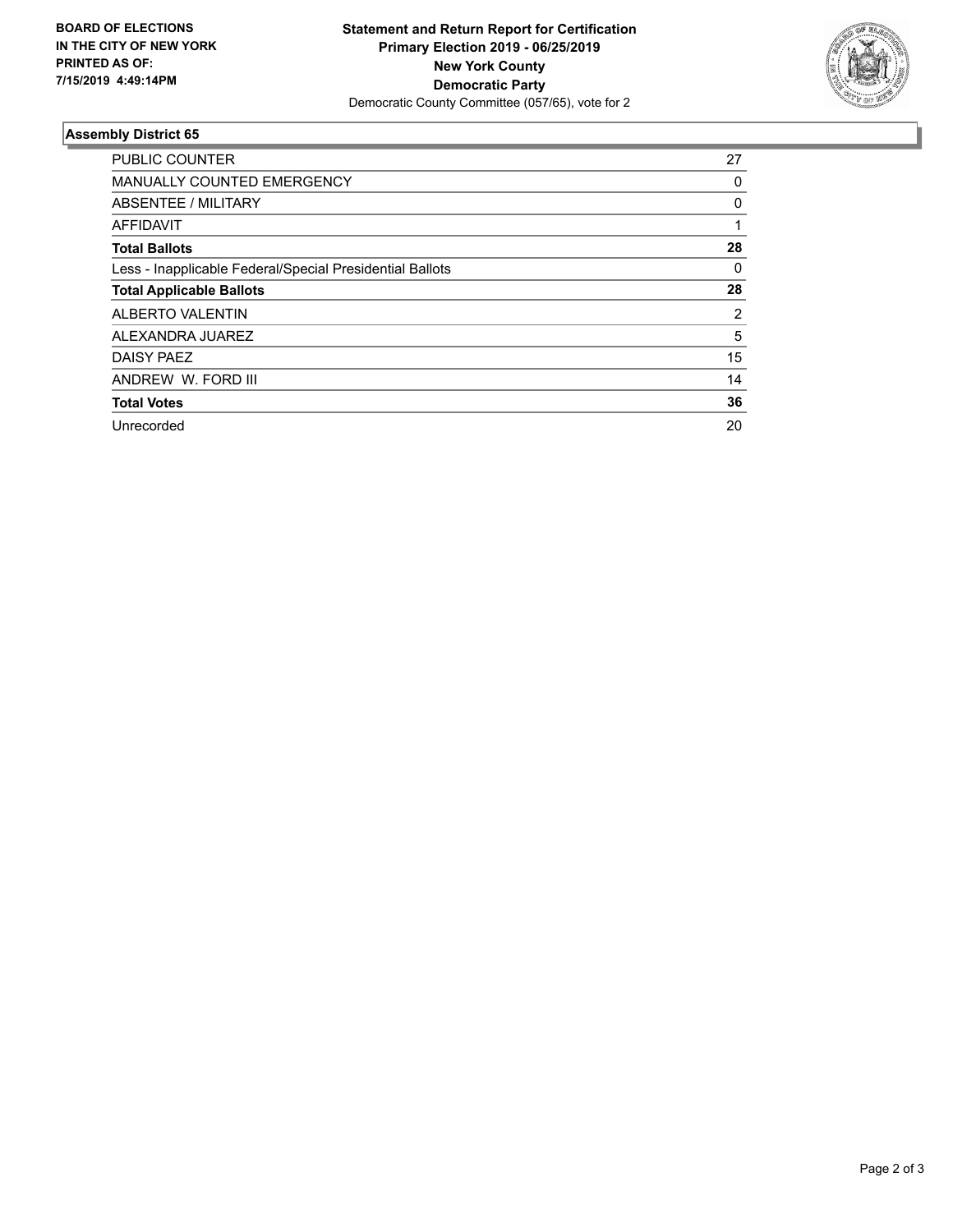**BOARD OF ELECTIONS IN THE CITY OF NEW YORK PRINTED AS OF: 7/15/2019 4:49:14PM**

**Statement and Return Report for Certification**
**Primary Election 2019 - 06/25/2019**
**New York County**
**Democratic Party**
Democratic County Committee (057/65), vote for 2

### Assembly District 65

| | |
|---|---|
| PUBLIC COUNTER | 27 |
| MANUALLY COUNTED EMERGENCY | 0 |
| ABSENTEE / MILITARY | 0 |
| AFFIDAVIT | 1 |
| **Total Ballots** | **28** |
| Less - Inapplicable Federal/Special Presidential Ballots | 0 |
| **Total Applicable Ballots** | **28** |
| ALBERTO VALENTIN | 2 |
| ALEXANDRA JUAREZ | 5 |
| DAISY PAEZ | 15 |
| ANDREW W. FORD III | 14 |
| **Total Votes** | **36** |
| Unrecorded | 20 |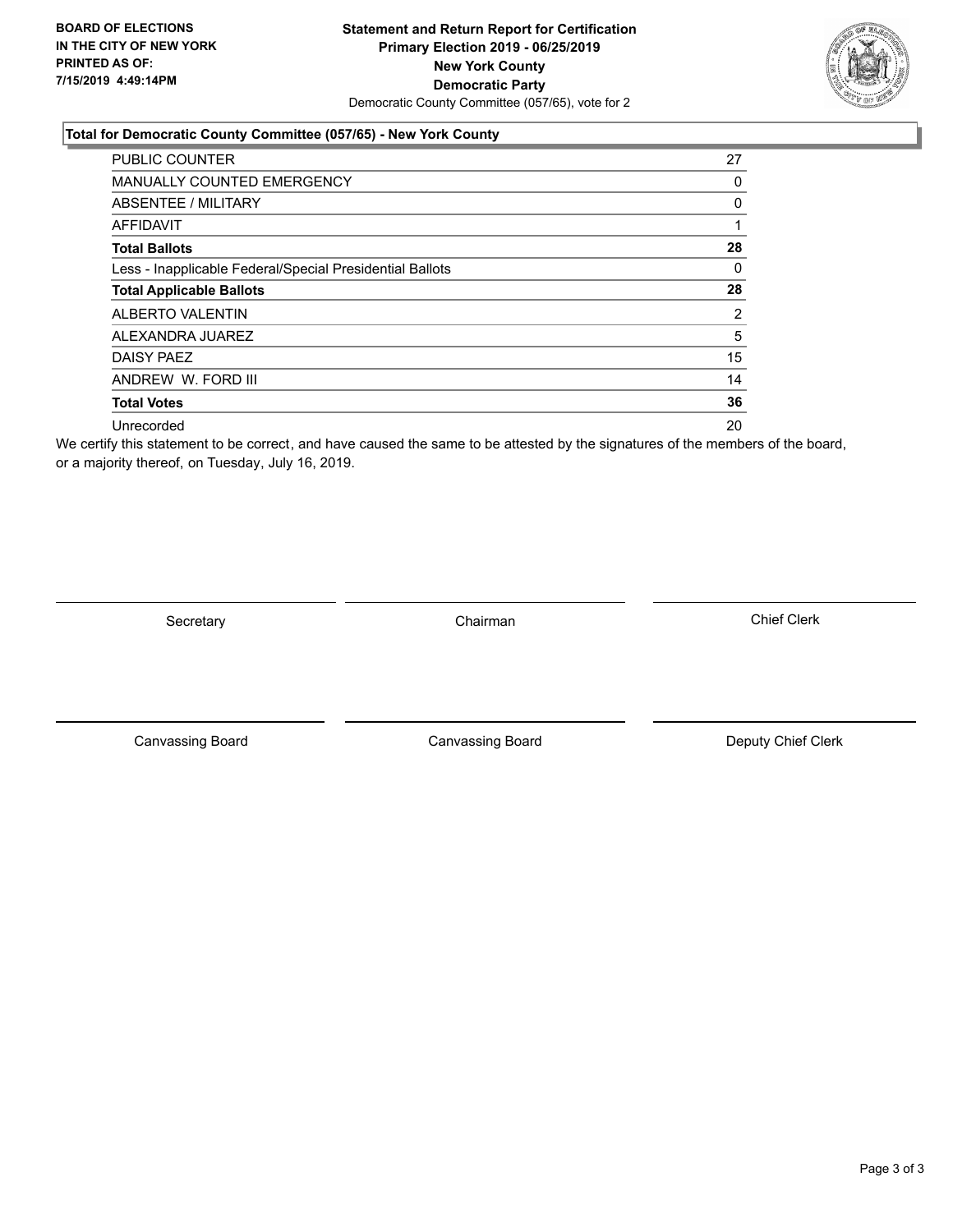**BOARD OF ELECTIONS IN THE CITY OF NEW YORK PRINTED AS OF: 7/15/2019 4:49:14PM**

**Statement and Return Report for Certification**
**Primary Election 2019 - 06/25/2019**
**New York County**
**Democratic Party**
Democratic County Committee (057/65), vote for 2

### Total for Democratic County Committee (057/65) - New York County

| | |
|---|---|
| PUBLIC COUNTER | 27 |
| MANUALLY COUNTED EMERGENCY | 0 |
| ABSENTEE / MILITARY | 0 |
| AFFIDAVIT | 1 |
| **Total Ballots** | **28** |
| Less - Inapplicable Federal/Special Presidential Ballots | 0 |
| **Total Applicable Ballots** | **28** |
| ALBERTO VALENTIN | 2 |
| ALEXANDRA JUAREZ | 5 |
| DAISY PAEZ | 15 |
| ANDREW W. FORD III | 14 |
| **Total Votes** | **36** |
| Unrecorded | 20 |

We certify this statement to be correct, and have caused the same to be attested by the signatures of the members of the board, or a majority thereof, on Tuesday, July 16, 2019.

Secretary

Chairman

Chief Clerk

Canvassing Board

Canvassing Board

Deputy Chief Clerk